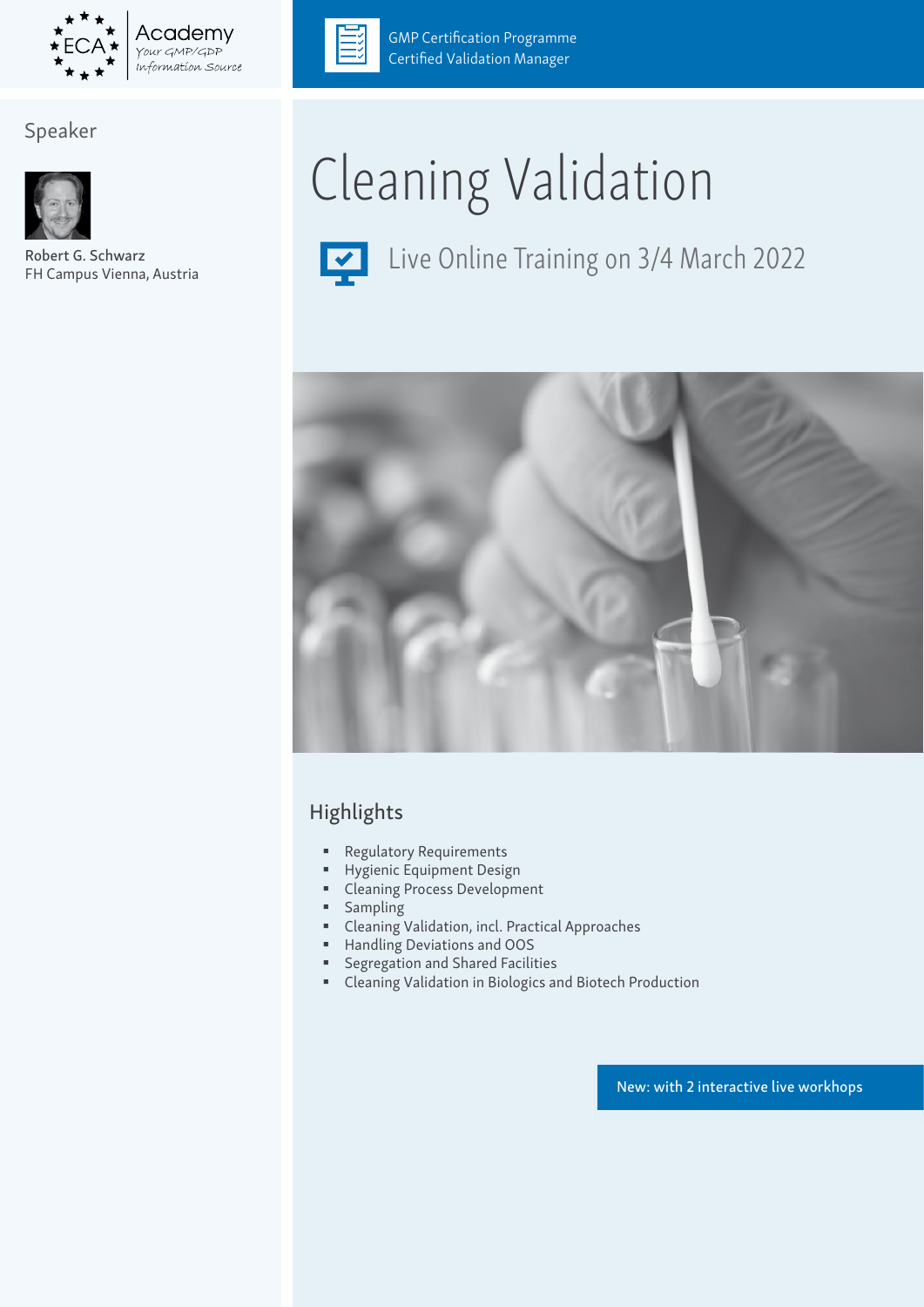ECA Academy
Your GMP/GDP Information Source

GMP Certification Programme
Certified Validation Manager

## Speaker

Robert G. Schwarz
FH Campus Vienna, Austria

# Cleaning Validation

Live Online Training on 3/4 March 2022

## Highlights

- Regulatory Requirements
- Hygienic Equipment Design
- Cleaning Process Development
- Sampling
- Cleaning Validation, incl. Practical Approaches
- Handling Deviations and OOS
- Segregation and Shared Facilities
- Cleaning Validation in Biologics and Biotech Production

New: with 2 interactive live workhops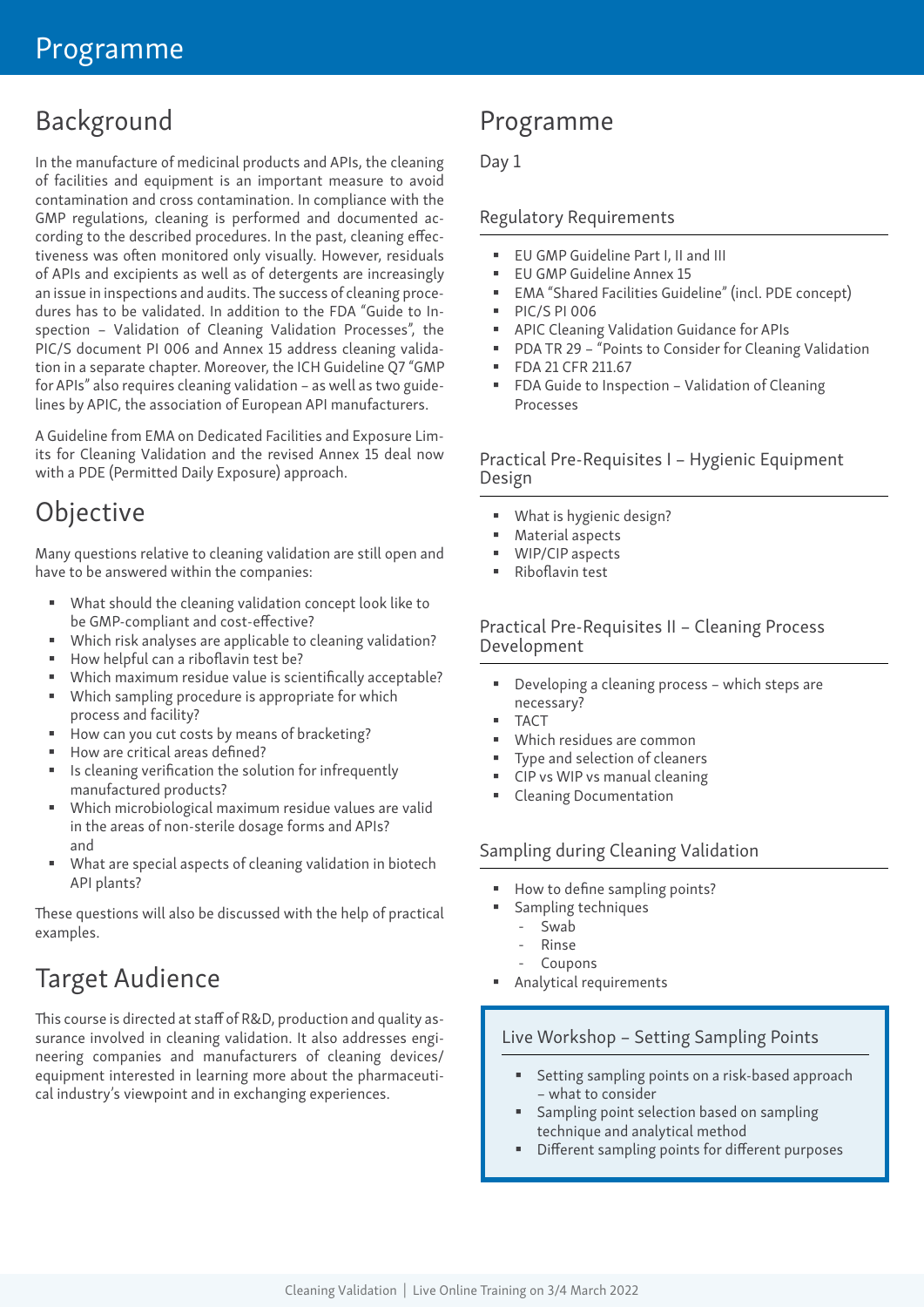# Programme

## Background

In the manufacture of medicinal products and APIs, the cleaning of facilities and equipment is an important measure to avoid contamination and cross contamination. In compliance with the GMP regulations, cleaning is performed and documented according to the described procedures. In the past, cleaning effectiveness was often monitored only visually. However, residuals of APIs and excipients as well as of detergents are increasingly an issue in inspections and audits. The success of cleaning procedures has to be validated. In addition to the FDA "Guide to Inspection – Validation of Cleaning Validation Processes", the PIC/S document PI 006 and Annex 15 address cleaning validation in a separate chapter. Moreover, the ICH Guideline Q7 "GMP for APIs" also requires cleaning validation – as well as two guidelines by APIC, the association of European API manufacturers.

A Guideline from EMA on Dedicated Facilities and Exposure Limits for Cleaning Validation and the revised Annex 15 deal now with a PDE (Permitted Daily Exposure) approach.

## Objective

Many questions relative to cleaning validation are still open and have to be answered within the companies:

- What should the cleaning validation concept look like to be GMP-compliant and cost-effective?
- Which risk analyses are applicable to cleaning validation?
- How helpful can a riboflavin test be?
- Which maximum residue value is scientifically acceptable?
- Which sampling procedure is appropriate for which process and facility?
- How can you cut costs by means of bracketing?
- How are critical areas defined?
- Is cleaning verification the solution for infrequently manufactured products?
- Which microbiological maximum residue values are valid in the areas of non-sterile dosage forms and APIs? and
- What are special aspects of cleaning validation in biotech API plants?

These questions will also be discussed with the help of practical examples.

## Target Audience

This course is directed at staff of R&D, production and quality assurance involved in cleaning validation. It also addresses engineering companies and manufacturers of cleaning devices/equipment interested in learning more about the pharmaceutical industry's viewpoint and in exchanging experiences.

## Programme

Day 1

### Regulatory Requirements

- EU GMP Guideline Part I, II and III
- EU GMP Guideline Annex 15
- EMA "Shared Facilities Guideline" (incl. PDE concept)
- PIC/S PI 006
- APIC Cleaning Validation Guidance for APIs
- PDA TR 29 – "Points to Consider for Cleaning Validation
- FDA 21 CFR 211.67
- FDA Guide to Inspection – Validation of Cleaning Processes

### Practical Pre-Requisites I – Hygienic Equipment Design

- What is hygienic design?
- Material aspects
- WIP/CIP aspects
- Riboflavin test

### Practical Pre-Requisites II – Cleaning Process Development

- Developing a cleaning process – which steps are necessary?
- TACT
- Which residues are common
- Type and selection of cleaners
- CIP vs WIP vs manual cleaning
- Cleaning Documentation

### Sampling during Cleaning Validation

- How to define sampling points?
- Sampling techniques
  - Swab
  - Rinse
  - Coupons
- Analytical requirements

### Live Workshop – Setting Sampling Points

- Setting sampling points on a risk-based approach – what to consider
- Sampling point selection based on sampling technique and analytical method
- Different sampling points for different purposes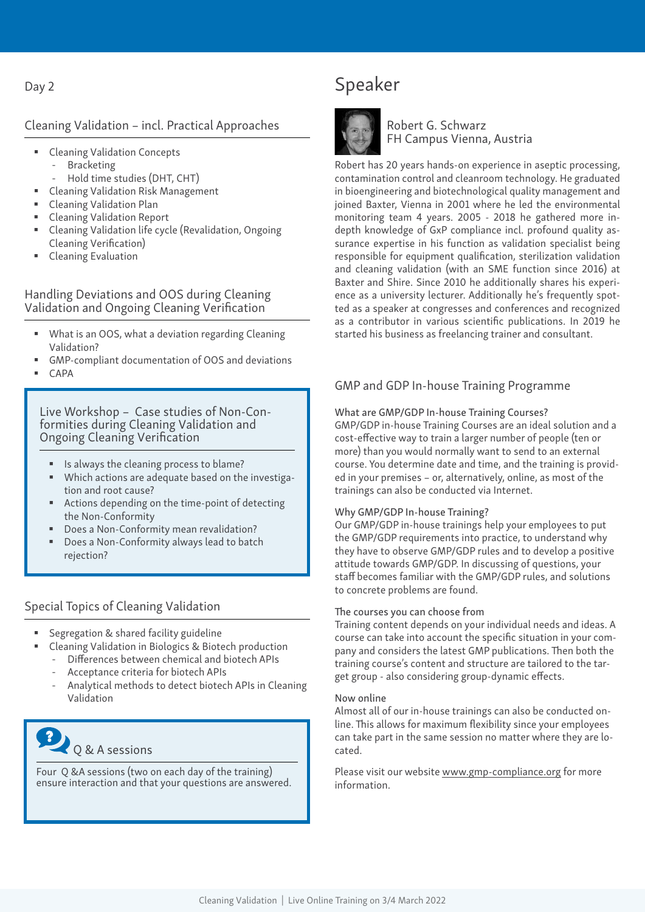Day 2

## Cleaning Validation – incl. Practical Approaches

- Cleaning Validation Concepts
  - Bracketing
  - Hold time studies (DHT, CHT)
- Cleaning Validation Risk Management
- Cleaning Validation Plan
- Cleaning Validation Report
- Cleaning Validation life cycle (Revalidation, Ongoing Cleaning Verification)
- Cleaning Evaluation

## Handling Deviations and OOS during Cleaning Validation and Ongoing Cleaning Verification

- What is an OOS, what a deviation regarding Cleaning Validation?
- GMP-compliant documentation of OOS and deviations
- CAPA

## Live Workshop – Case studies of Non-Conformities during Cleaning Validation and Ongoing Cleaning Verification

- Is always the cleaning process to blame?
- Which actions are adequate based on the investigation and root cause?
- Actions depending on the time-point of detecting the Non-Conformity
- Does a Non-Conformity mean revalidation?
- Does a Non-Conformity always lead to batch rejection?

## Special Topics of Cleaning Validation

- Segregation & shared facility guideline
- Cleaning Validation in Biologics & Biotech production
  - Differences between chemical and biotech APIs
  - Acceptance criteria for biotech APIs
  - Analytical methods to detect biotech APIs in Cleaning Validation

## Q & A sessions

Four Q &A sessions (two on each day of the training) ensure interaction and that your questions are answered.

# Speaker

Robert G. Schwarz
FH Campus Vienna, Austria

Robert has 20 years hands-on experience in aseptic processing, contamination control and cleanroom technology. He graduated in bioengineering and biotechnological quality management and joined Baxter, Vienna in 2001 where he led the environmental monitoring team 4 years. 2005 - 2018 he gathered more in-depth knowledge of GxP compliance incl. profound quality assurance expertise in his function as validation specialist being responsible for equipment qualification, sterilization validation and cleaning validation (with an SME function since 2016) at Baxter and Shire. Since 2010 he additionally shares his experience as a university lecturer. Additionally he's frequently spotted as a speaker at congresses and conferences and recognized as a contributor in various scientific publications. In 2019 he started his business as freelancing trainer and consultant.

## GMP and GDP In-house Training Programme

### What are GMP/GDP In-house Training Courses?

GMP/GDP in-house Training Courses are an ideal solution and a cost-effective way to train a larger number of people (ten or more) than you would normally want to send to an external course. You determine date and time, and the training is provided in your premises – or, alternatively, online, as most of the trainings can also be conducted via Internet.

### Why GMP/GDP In-house Training?

Our GMP/GDP in-house trainings help your employees to put the GMP/GDP requirements into practice, to understand why they have to observe GMP/GDP rules and to develop a positive attitude towards GMP/GDP. In discussing of questions, your staff becomes familiar with the GMP/GDP rules, and solutions to concrete problems are found.

### The courses you can choose from

Training content depends on your individual needs and ideas. A course can take into account the specific situation in your company and considers the latest GMP publications. Then both the training course's content and structure are tailored to the target group - also considering group-dynamic effects.

### Now online

Almost all of our in-house trainings can also be conducted online. This allows for maximum flexibility since your employees can take part in the same session no matter where they are located.

Please visit our website www.gmp-compliance.org for more information.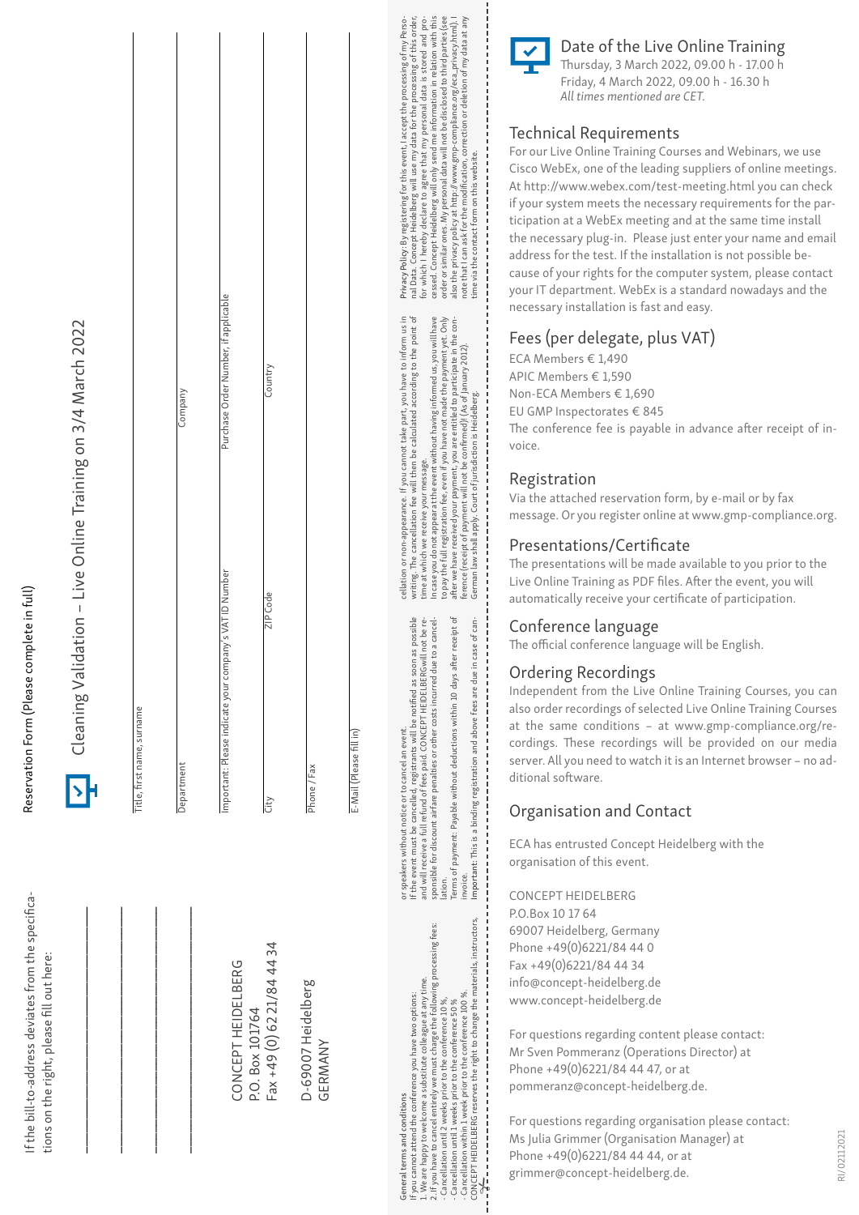If the bill-to-address deviates from the specifications on the right, please fill out here:

CONCEPT HEIDELBERG
P.O. Box 101764
Fax +49 (0) 6221/84 44 34

D-69007 Heidelberg
GERMANY

Reservation Form (Please complete in full)

## Cleaning Validation – Live Online Training on 3/4 March 2022

Title, first name, surname

Department | Company

Important: Please indicate your company's VAT ID Number | Purchase Order Number, if applicable

City | ZIP Code | Country

Phone / Fax

E-Mail (Please fill in)

General terms and conditions
If you cannot attend the conference you have two options:
1. We are happy to welcome a substitute colleague at any time.
2. If you have to cancel entirely we must charge the following processing fees:
- Cancellation until 2 weeks prior to the conference 10 %,
- Cancellation until 1 weeks prior to the conference 50 %
- Cancellation within 1 week prior to the conference 100 %.

CONCEPT HEIDELBERG reserves the right to change the materials, instructors, or speakers without notice or to cancel an event.
If the event must be cancelled, registrants will be notified as soon as possible and will receive a full refund of fees paid. CONCEPT HEIDELBERG will not be responsible for discount airfare penalties or other costs incurred due to a cancellation.
Terms of payment: Payable without deductions within 10 days after receipt of invoice.
Important: This is a binding registration and above fees are due in case of cancellation or non-appearance. If you cannot take part, you have to inform us in writing. The cancellation fee will then be calculated according to the point of time at which we receive your message.
In case you do not appear at the event without having informed us, you will have to pay the full registration fee, even if you have not made the payment yet. Only after we have received your payment, you are entitled to participate in the conference (receipt of payment will not be confirmed)! (As of January 2012).
German law shall apply. Court of jurisdiction is Heidelberg.

Privacy Policy: By registering for this event, I accept the processing of my Personal Data. Concept Heidelberg will use my data for the processing of this order, for which I hereby declare to agree that my personal data is stored and processed. Concept Heidelberg will only send me information in relation with this order or similar ones. My personal data will not be disclosed to third parties (see also the privacy policy at http://www.gmp-compliance.org/eca_privacy.html). I note that I can ask for the modification, correction or deletion of my data at any time via the contact form on this website.

## Date of the Live Online Training

Thursday, 3 March 2022, 09.00 h - 17.00 h
Friday, 4 March 2022, 09.00 h - 16.30 h
*All times mentioned are CET.*

## Technical Requirements

For our Live Online Training Courses and Webinars, we use Cisco WebEx, one of the leading suppliers of online meetings. At http://www.webex.com/test-meeting.html you can check if your system meets the necessary requirements for the participation at a WebEx meeting and at the same time install the necessary plug-in. Please just enter your name and email address for the test. If the installation is not possible because of your rights for the computer system, please contact your IT department. WebEx is a standard nowadays and the necessary installation is fast and easy.

## Fees (per delegate, plus VAT)

ECA Members € 1,490
APIC Members € 1,590
Non-ECA Members € 1,690
EU GMP Inspectorates € 845
The conference fee is payable in advance after receipt of invoice.

## Registration

Via the attached reservation form, by e-mail or by fax message. Or you register online at www.gmp-compliance.org.

## Presentations/Certificate

The presentations will be made available to you prior to the Live Online Training as PDF files. After the event, you will automatically receive your certificate of participation.

## Conference language

The official conference language will be English.

## Ordering Recordings

Independent from the Live Online Training Courses, you can also order recordings of selected Live Online Training Courses at the same conditions – at www.gmp-compliance.org/recordings. These recordings will be provided on our media server. All you need to watch it is an Internet browser – no additional software.

## Organisation and Contact

ECA has entrusted Concept Heidelberg with the organisation of this event.

CONCEPT HEIDELBERG
P.O.Box 10 17 64
69007 Heidelberg, Germany
Phone +49(0)6221/84 44 0
Fax +49(0)6221/84 44 34
info@concept-heidelberg.de
www.concept-heidelberg.de

For questions regarding content please contact:
Mr Sven Pommeranz (Operations Director) at
Phone +49(0)6221/84 44 47, or at
pommeranz@concept-heidelberg.de.

For questions regarding organisation please contact:
Ms Julia Grimmer (Organisation Manager) at
Phone +49(0)6221/84 44 44, or at
grimmer@concept-heidelberg.de.

RI/02112021